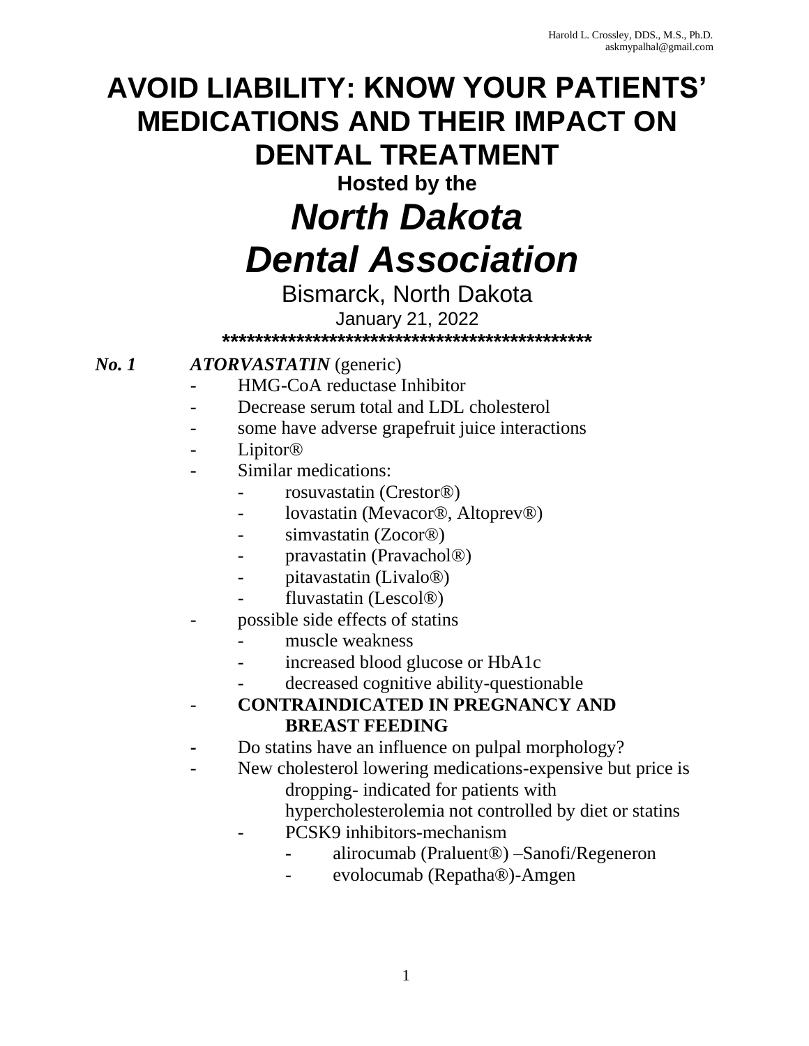Harold L. Crossley, DDS., M.S., Ph.D.
askmypalhal@gmail.com

# AVOID LIABILITY: KNOW YOUR PATIENTS' MEDICATIONS AND THEIR IMPACT ON DENTAL TREATMENT

**Hosted by the**

# *North Dakota Dental Association*

Bismarck, North Dakota

January 21, 2022

**\*\*\*\*\*\*\*\*\*\*\*\*\*\*\*\*\*\*\*\*\*\*\*\*\*\*\*\*\*\*\*\*\*\*\*\*\*\*\*\*\*\*\*\*\*\*\***

***No. 1*** ***ATORVASTATIN*** (generic)

- HMG-CoA reductase Inhibitor
- Decrease serum total and LDL cholesterol
- some have adverse grapefruit juice interactions
- Lipitor®
- Similar medications:
  - rosuvastatin (Crestor®)
  - lovastatin (Mevacor®, Altoprev®)
  - simvastatin (Zocor®)
  - pravastatin (Pravachol®)
  - pitavastatin (Livalo®)
  - fluvastatin (Lescol®)
- possible side effects of statins
  - muscle weakness
  - increased blood glucose or HbA1c
  - decreased cognitive ability-questionable
- **CONTRAINDICATED IN PREGNANCY AND BREAST FEEDING**
- Do statins have an influence on pulpal morphology?
- New cholesterol lowering medications-expensive but price is dropping- indicated for patients with hypercholesterolemia not controlled by diet or statins
  - PCSK9 inhibitors-mechanism
    - alirocumab (Praluent®) –Sanofi/Regeneron
    - evolocumab (Repatha®)-Amgen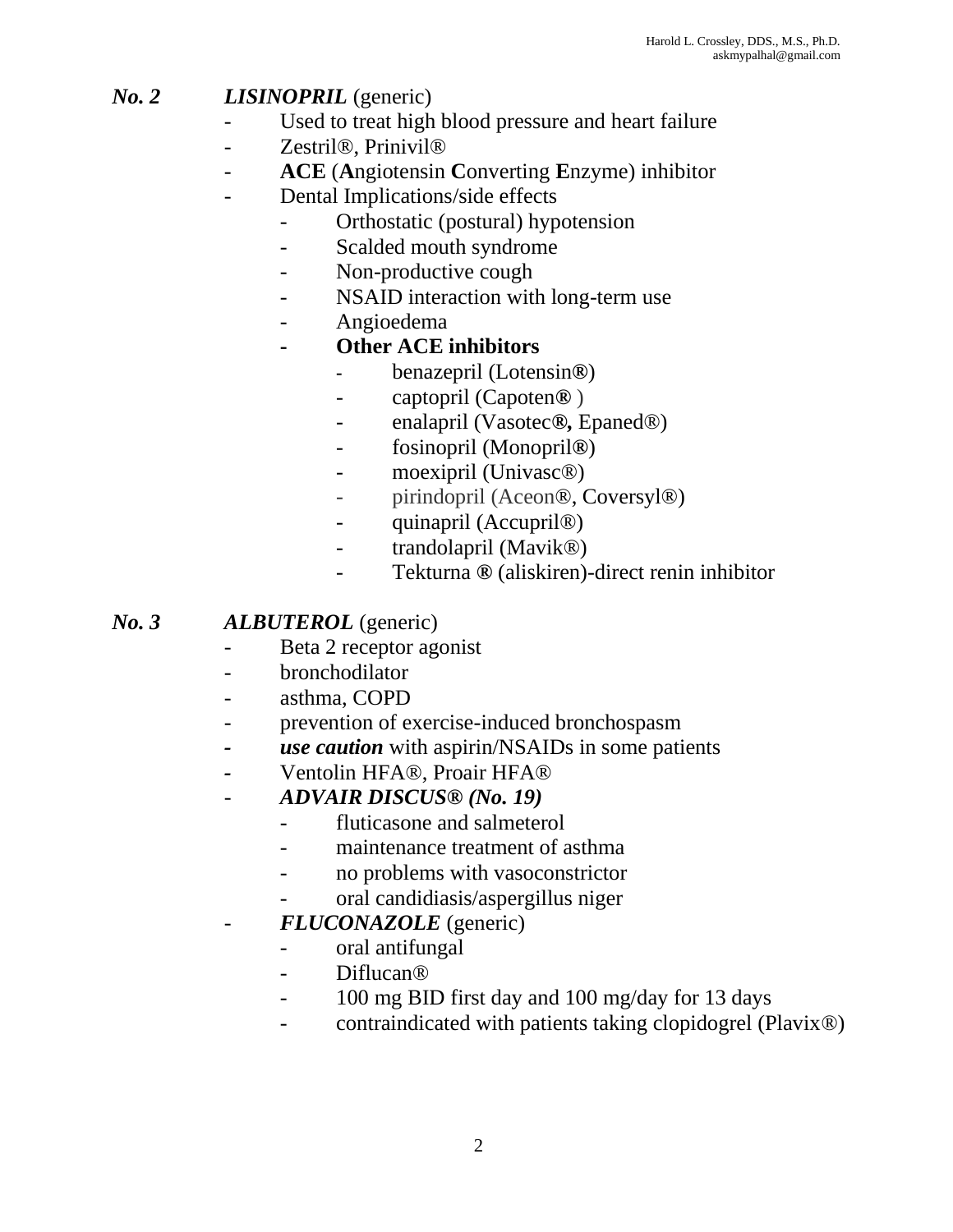### ***No. 2*** ***LISINOPRIL*** (generic)

- Used to treat high blood pressure and heart failure
- Zestril®, Prinivil®
- **ACE** (**A**ngiotensin **C**onverting **E**nzyme) inhibitor
- Dental Implications/side effects
    - Orthostatic (postural) hypotension
    - Scalded mouth syndrome
    - Non-productive cough
    - NSAID interaction with long-term use
    - Angioedema
    - **Other ACE inhibitors**
        - benazepril (Lotensin®)
        - captopril (Capoten® )
        - enalapril (Vasotec®, Epaned®)
        - fosinopril (Monopril®)
        - moexipril (Univasc®)
        - pirindopril (Aceon®, Coversyl®)
        - quinapril (Accupril®)
        - trandolapril (Mavik®)
        - Tekturna ® (aliskiren)-direct renin inhibitor

### ***No. 3*** ***ALBUTEROL*** (generic)

- Beta 2 receptor agonist
- bronchodilator
- asthma, COPD
- prevention of exercise-induced bronchospasm
- ***use caution*** with aspirin/NSAIDs in some patients
- Ventolin HFA®, Proair HFA®
- ***ADVAIR DISCUS® (No. 19)***
    - fluticasone and salmeterol
    - maintenance treatment of asthma
    - no problems with vasoconstrictor
    - oral candidiasis/aspergillus niger
- ***FLUCONAZOLE*** (generic)
    - oral antifungal
    - Diflucan®
    - 100 mg BID first day and 100 mg/day for 13 days
    - contraindicated with patients taking clopidogrel (Plavix®)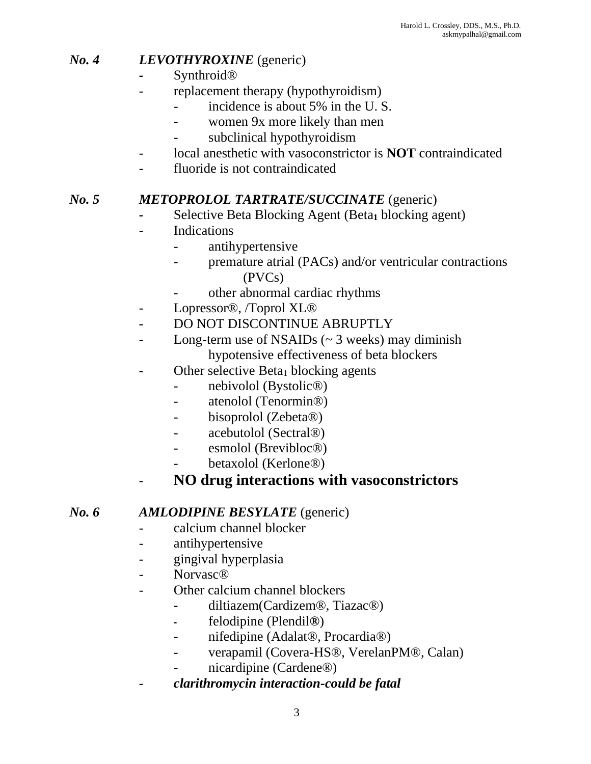## *No. 4* ***LEVOTHYROXINE*** (generic)

- Synthroid®
- replacement therapy (hypothyroidism)
  - incidence is about 5% in the U. S.
  - women 9x more likely than men
  - subclinical hypothyroidism
- local anesthetic with vasoconstrictor is **NOT** contraindicated
- fluoride is not contraindicated

## *No. 5* ***METOPROLOL TARTRATE/SUCCINATE*** (generic)

- Selective Beta Blocking Agent (Beta$_1$ blocking agent)
- Indications
  - antihypertensive
  - premature atrial (PACs) and/or ventricular contractions (PVCs)
  - other abnormal cardiac rhythms
- Lopressor®, /Toprol XL®
- DO NOT DISCONTINUE ABRUPTLY
- Long-term use of NSAIDs (~ 3 weeks) may diminish hypotensive effectiveness of beta blockers
- Other selective Beta$_1$ blocking agents
  - nebivolol (Bystolic®)
  - atenolol (Tenormin®)
  - bisoprolol (Zebeta®)
  - acebutolol (Sectral®)
  - esmolol (Brevibloc®)
  - betaxolol (Kerlone®)
- **NO drug interactions with vasoconstrictors**

## *No. 6* ***AMLODIPINE BESYLATE*** (generic)

- calcium channel blocker
- antihypertensive
- gingival hyperplasia
- Norvasc®
- Other calcium channel blockers
  - diltiazem(Cardizem®, Tiazac®)
  - felodipine (Plendil®)
  - nifedipine (Adalat®, Procardia®)
  - verapamil (Covera-HS®, VerelanPM®, Calan)
  - nicardipine (Cardene®)
- ***clarithromycin interaction-could be fatal***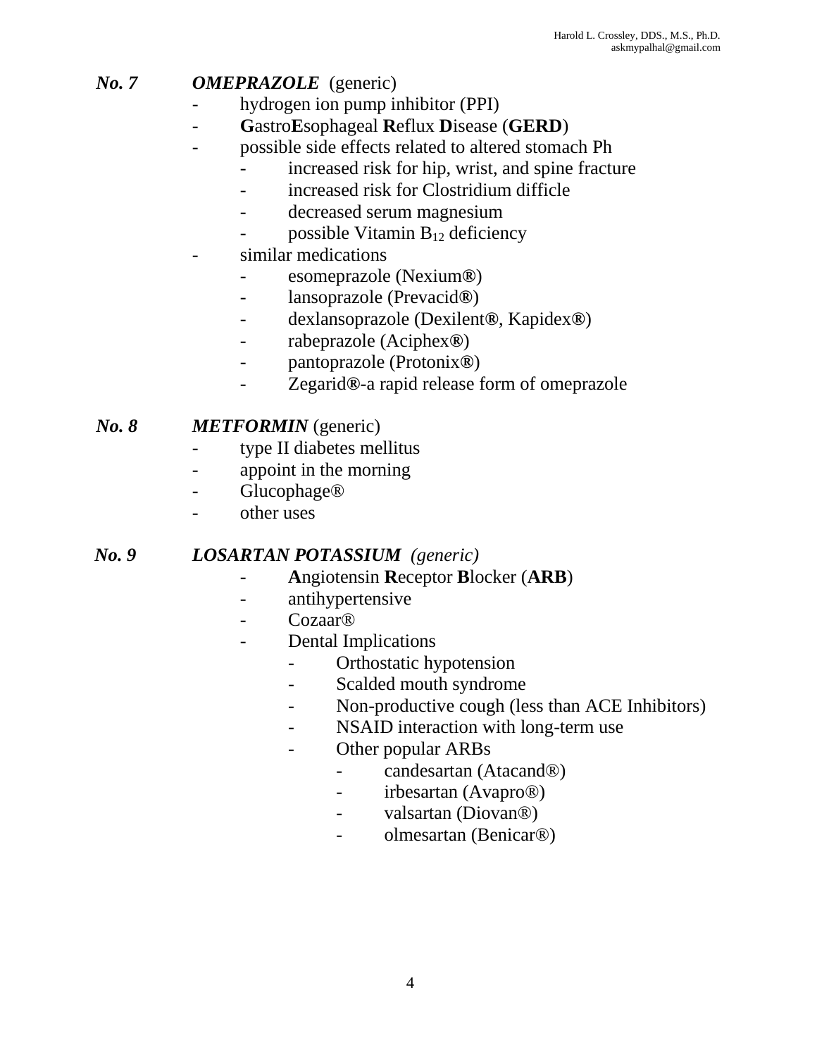**_No. 7_** **_OMEPRAZOLE_** (generic)

- hydrogen ion pump inhibitor (PPI)
- **G**astro**E**sophageal **R**eflux **D**isease (**GERD**)
- possible side effects related to altered stomach Ph
  - increased risk for hip, wrist, and spine fracture
  - increased risk for Clostridium difficle
  - decreased serum magnesium
  - possible Vitamin $B_{12}$ deficiency
- similar medications
  - esomeprazole (Nexium®)
  - lansoprazole (Prevacid®)
  - dexlansoprazole (Dexilent®, Kapidex®)
  - rabeprazole (Aciphex®)
  - pantoprazole (Protonix®)
  - Zegarid®-a rapid release form of omeprazole

**_No. 8_** **_METFORMIN_** (generic)

- type II diabetes mellitus
- appoint in the morning
- Glucophage®
- other uses

**_No. 9_** **_LOSARTAN POTASSIUM_** _(generic)_

- **A**ngiotensin **R**eceptor **B**locker (**ARB**)
- antihypertensive
- Cozaar®
- Dental Implications
  - Orthostatic hypotension
  - Scalded mouth syndrome
  - Non-productive cough (less than ACE Inhibitors)
  - NSAID interaction with long-term use
  - Other popular ARBs
    - candesartan (Atacand®)
    - irbesartan (Avapro®)
    - valsartan (Diovan®)
    - olmesartan (Benicar®)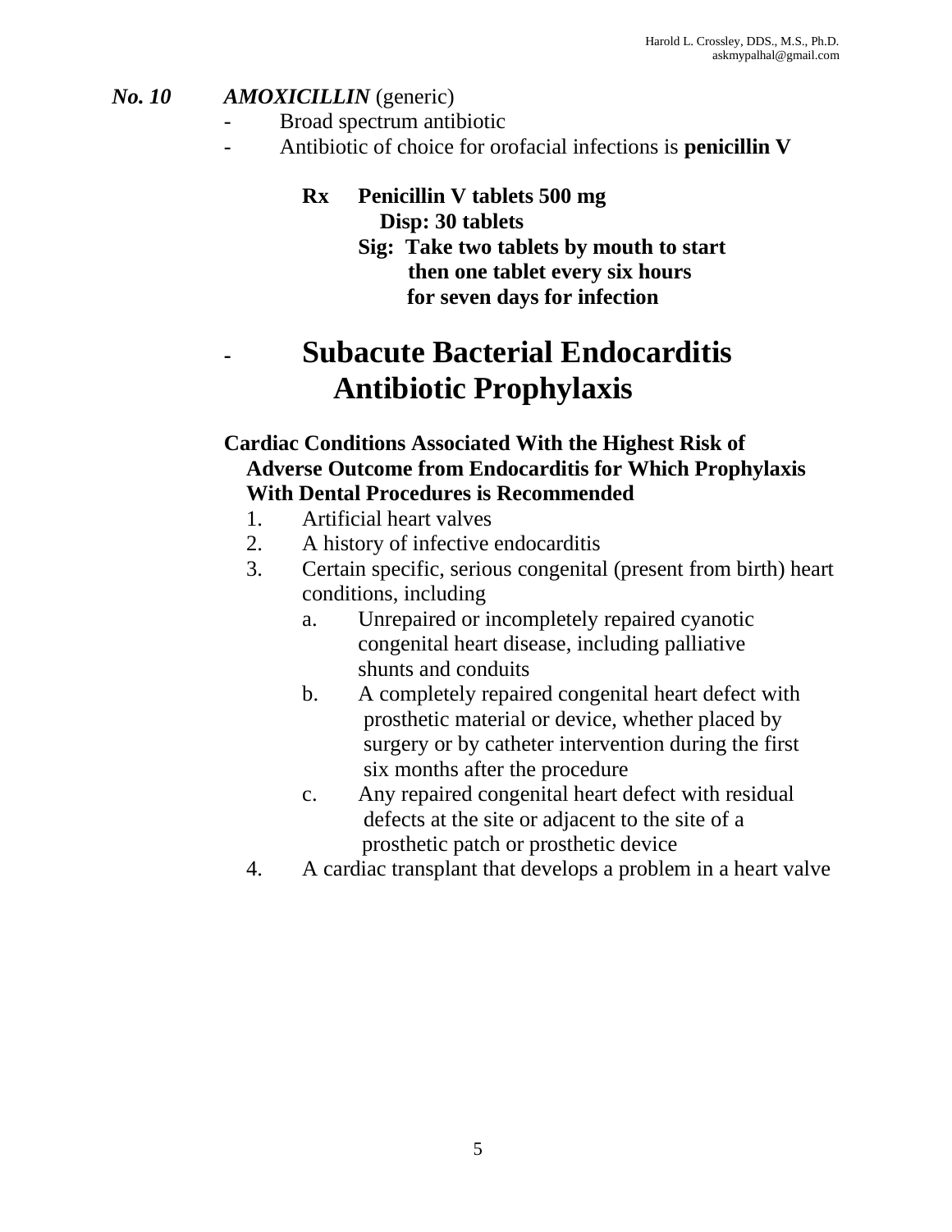***No. 10*** ***AMOXICILLIN*** (generic)

- Broad spectrum antibiotic
- Antibiotic of choice for orofacial infections is **penicillin V**

**Rx Penicillin V tablets 500 mg**
**Disp: 30 tablets**
**Sig: Take two tablets by mouth to start then one tablet every six hours for seven days for infection**

- ## Subacute Bacterial Endocarditis Antibiotic Prophylaxis

**Cardiac Conditions Associated With the Highest Risk of Adverse Outcome from Endocarditis for Which Prophylaxis With Dental Procedures is Recommended**

1. Artificial heart valves
2. A history of infective endocarditis
3. Certain specific, serious congenital (present from birth) heart conditions, including
   a. Unrepaired or incompletely repaired cyanotic congenital heart disease, including palliative shunts and conduits
   b. A completely repaired congenital heart defect with prosthetic material or device, whether placed by surgery or by catheter intervention during the first six months after the procedure
   c. Any repaired congenital heart defect with residual defects at the site or adjacent to the site of a prosthetic patch or prosthetic device
4. A cardiac transplant that develops a problem in a heart valve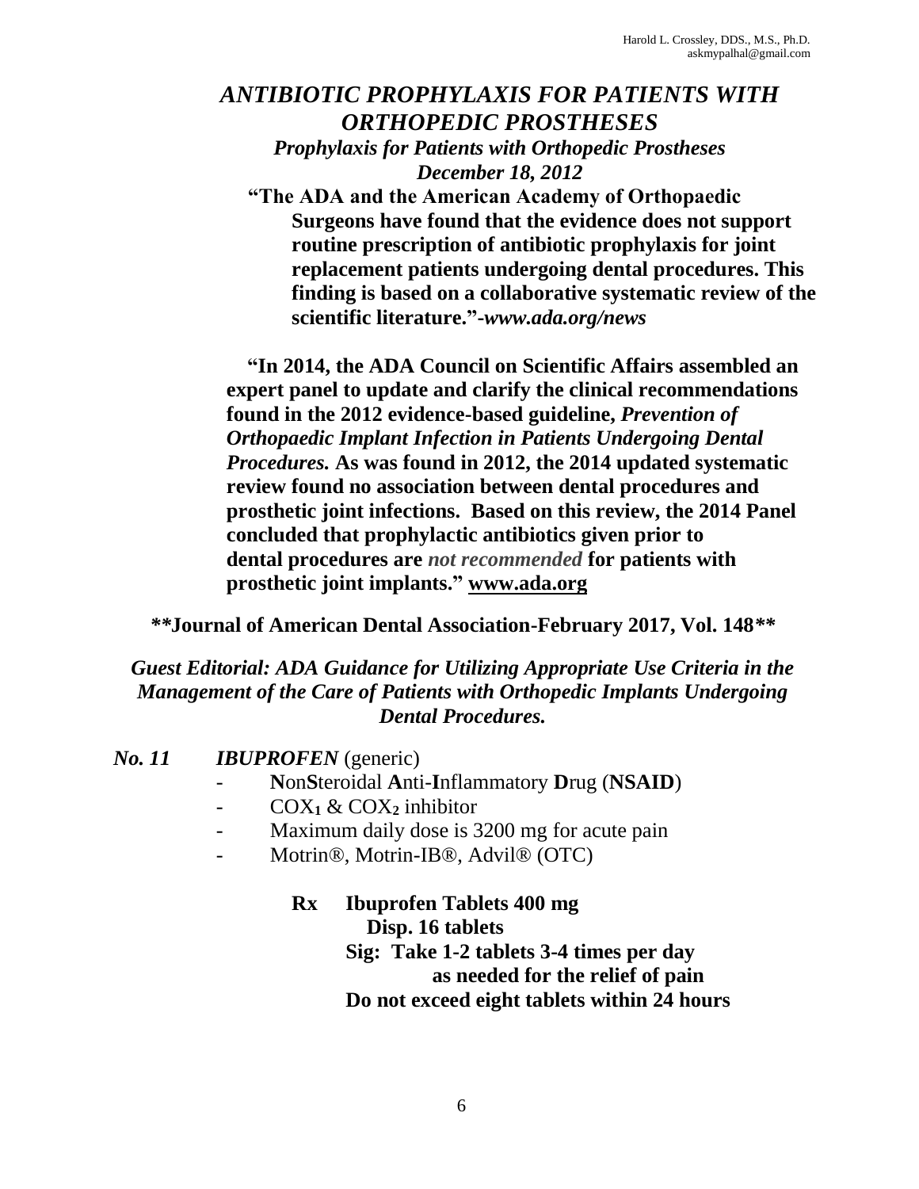# *ANTIBIOTIC PROPHYLAXIS FOR PATIENTS WITH ORTHOPEDIC PROSTHESES*

### *Prophylaxis for Patients with Orthopedic Prostheses*
### *December 18, 2012*

**"The ADA and the American Academy of Orthopaedic Surgeons have found that the evidence does not support routine prescription of antibiotic prophylaxis for joint replacement patients undergoing dental procedures. This finding is based on a collaborative systematic review of the scientific literature."-*www.ada.org/news***

**"In 2014, the ADA Council on Scientific Affairs assembled an expert panel to update and clarify the clinical recommendations found in the 2012 evidence-based guideline, *Prevention of Orthopaedic Implant Infection in Patients Undergoing Dental Procedures.* As was found in 2012, the 2014 updated systematic review found no association between dental procedures and prosthetic joint infections. Based on this review, the 2014 Panel concluded that prophylactic antibiotics given prior to dental procedures are *not recommended* for patients with prosthetic joint implants." www.ada.org**

**\*\*Journal of American Dental Association-February 2017, Vol. 148\*\***

***Guest Editorial: ADA Guidance for Utilizing Appropriate Use Criteria in the Management of the Care of Patients with Orthopedic Implants Undergoing Dental Procedures.***

***No. 11*** ***IBUPROFEN*** (generic)

- **N**on**S**teroidal **A**nti-**I**nflammatory **D**rug (**NSAID**)
- $COX_1$ & $COX_2$ inhibitor
- Maximum daily dose is 3200 mg for acute pain
- Motrin®, Motrin-IB®, Advil® (OTC)

**Rx Ibuprofen Tablets 400 mg**
**Disp. 16 tablets**
**Sig: Take 1-2 tablets 3-4 times per day as needed for the relief of pain**
**Do not exceed eight tablets within 24 hours**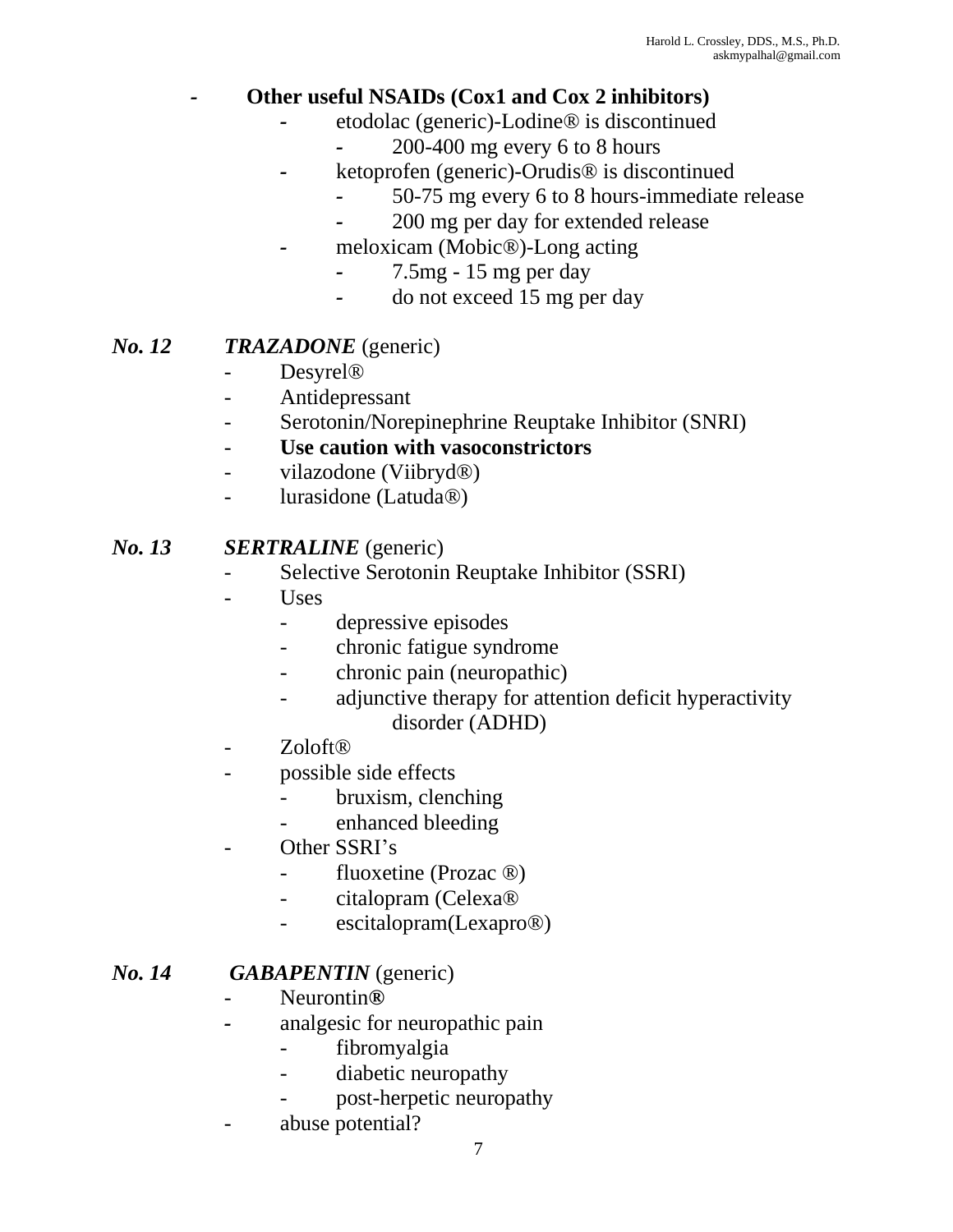- **Other useful NSAIDs (Cox1 and Cox 2 inhibitors)**
  - etodolac (generic)-Lodine® is discontinued
    - 200-400 mg every 6 to 8 hours
  - ketoprofen (generic)-Orudis® is discontinued
    - 50-75 mg every 6 to 8 hours-immediate release
    - 200 mg per day for extended release
  - meloxicam (Mobic®)-Long acting
    - 7.5mg - 15 mg per day
    - do not exceed 15 mg per day

***No. 12*** ***TRAZADONE*** (generic)

- Desyrel®
- Antidepressant
- Serotonin/Norepinephrine Reuptake Inhibitor (SNRI)
- **Use caution with vasoconstrictors**
- vilazodone (Viibryd®)
- lurasidone (Latuda®)

***No. 13*** ***SERTRALINE*** (generic)

- Selective Serotonin Reuptake Inhibitor (SSRI)
- Uses
  - depressive episodes
  - chronic fatigue syndrome
  - chronic pain (neuropathic)
  - adjunctive therapy for attention deficit hyperactivity disorder (ADHD)
- Zoloft®
- possible side effects
  - bruxism, clenching
  - enhanced bleeding
- Other SSRI's
  - fluoxetine (Prozac ®)
  - citalopram (Celexa®
  - escitalopram(Lexapro®)

***No. 14*** ***GABAPENTIN*** (generic)

- Neurontin**®**
- analgesic for neuropathic pain
  - fibromyalgia
  - diabetic neuropathy
  - post-herpetic neuropathy
- abuse potential?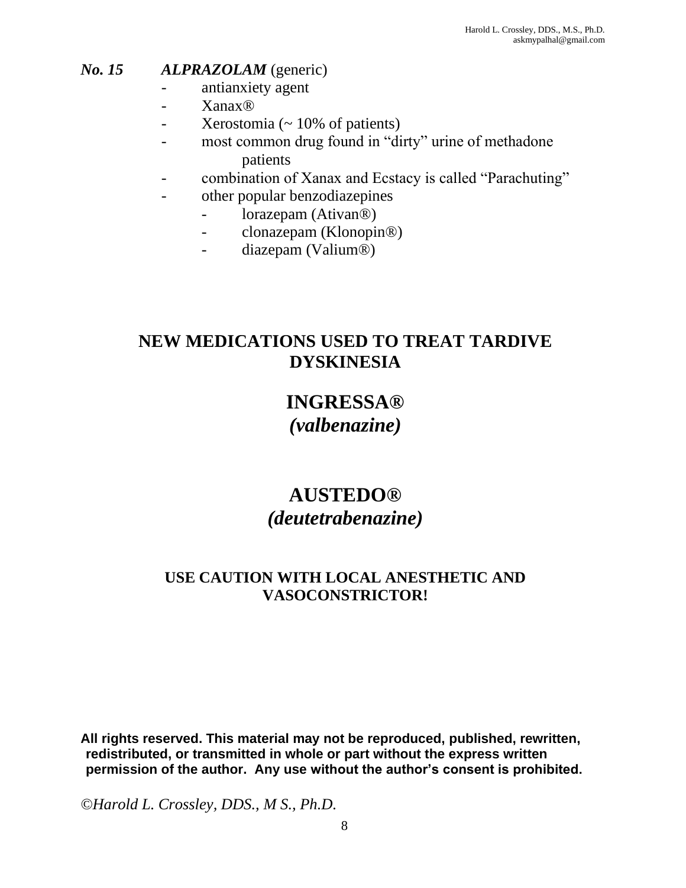***No. 15 ALPRAZOLAM*** (generic)

- antianxiety agent
- Xanax®
- Xerostomia (~ 10% of patients)
- most common drug found in “dirty” urine of methadone patients
- combination of Xanax and Ecstacy is called “Parachuting”
- other popular benzodiazepines
  - lorazepam (Ativan®)
  - clonazepam (Klonopin®)
  - diazepam (Valium®)

## NEW MEDICATIONS USED TO TREAT TARDIVE DYSKINESIA

## INGRESSA®
## *(valbenazine)*

## AUSTEDO®
## *(deutetrabenazine)*

### USE CAUTION WITH LOCAL ANESTHETIC AND VASOCONSTRICTOR!

**All rights reserved. This material may not be reproduced, published, rewritten, redistributed, or transmitted in whole or part without the express written permission of the author. Any use without the author’s consent is prohibited.**

*©Harold L. Crossley, DDS., M S., Ph.D.*